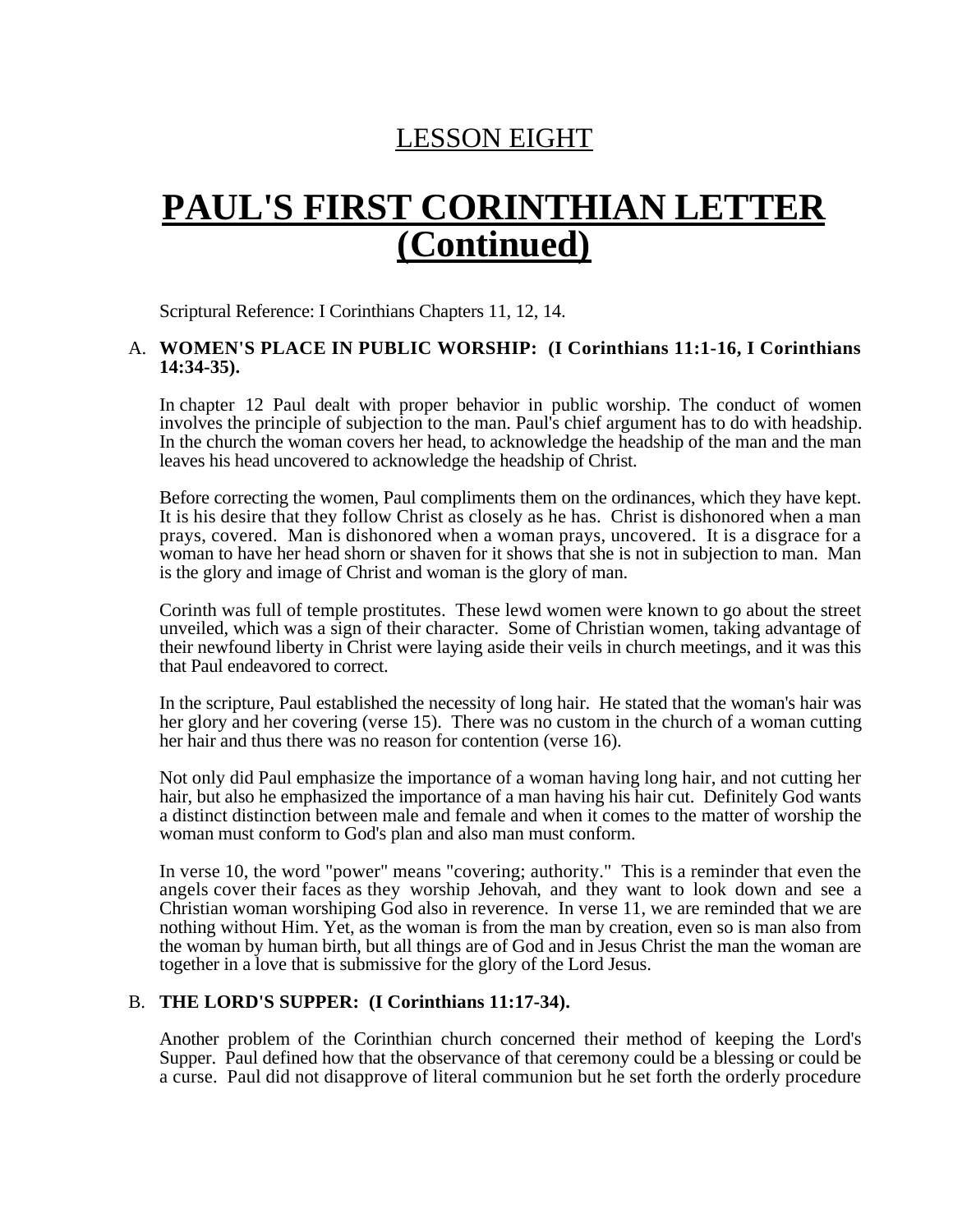# LESSON EIGHT

# PAUL'S FIRST CORINTHIAN LETTER (Continued)

Scriptural Reference: I Corinthians Chapters 11, 12, 14.

## A. WOMEN'S PLACE IN PUBLIC WORSHIP: (I Corinthians 11:1-16, I Corinthians 14:34-35).

In chapter 12 Paul dealt with proper behavior in public worship. The conduct of women involves the principle of subjection to the man. Paul's chief argument has to do with headship. In the church the woman covers her head, to acknowledge the headship of the man and the man leaves his head uncovered to acknowledge the headship of Christ.

Before correcting the women, Paul compliments them on the ordinances, which they have kept. It is his desire that they follow Christ as closely as he has. Christ is dishonored when a man prays, covered. Man is dishonored when a woman prays, uncovered. It is a disgrace for a woman to have her head shorn or shaven for it shows that she is not in subjection to man. Man is the glory and image of Christ and woman is the glory of man.

Corinth was full of temple prostitutes. These lewd women were known to go about the street unveiled, which was a sign of their character. Some of Christian women, taking advantage of their newfound liberty in Christ were laying aside their veils in church meetings, and it was this that Paul endeavored to correct.

In the scripture, Paul established the necessity of long hair. He stated that the woman's hair was her glory and her covering (verse 15). There was no custom in the church of a woman cutting her hair and thus there was no reason for contention (verse 16).

Not only did Paul emphasize the importance of a woman having long hair, and not cutting her hair, but also he emphasized the importance of a man having his hair cut. Definitely God wants a distinct distinction between male and female and when it comes to the matter of worship the woman must conform to God's plan and also man must conform.

In verse 10, the word "power" means "covering; authority." This is a reminder that even the angels cover their faces as they worship Jehovah, and they want to look down and see a Christian woman worshiping God also in reverence. In verse 11, we are reminded that we are nothing without Him. Yet, as the woman is from the man by creation, even so is man also from the woman by human birth, but all things are of God and in Jesus Christ the man the woman are together in a love that is submissive for the glory of the Lord Jesus.

## B. THE LORD'S SUPPER: (I Corinthians 11:17-34).

Another problem of the Corinthian church concerned their method of keeping the Lord's Supper. Paul defined how that the observance of that ceremony could be a blessing or could be a curse. Paul did not disapprove of literal communion but he set forth the orderly procedure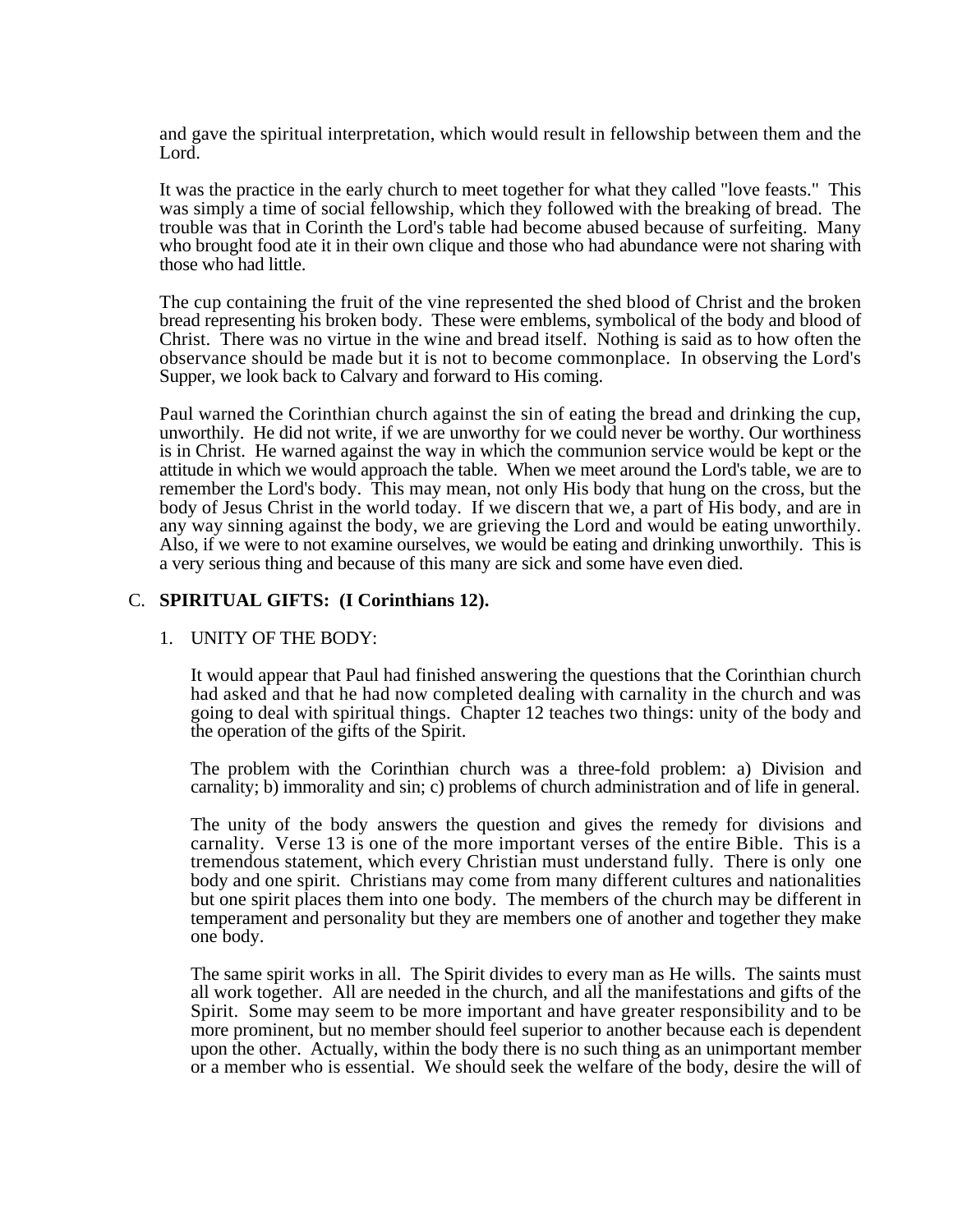and gave the spiritual interpretation, which would result in fellowship between them and the Lord.

It was the practice in the early church to meet together for what they called "love feasts." This was simply a time of social fellowship, which they followed with the breaking of bread. The trouble was that in Corinth the Lord's table had become abused because of surfeiting. Many who brought food ate it in their own clique and those who had abundance were not sharing with those who had little.

The cup containing the fruit of the vine represented the shed blood of Christ and the broken bread representing his broken body. These were emblems, symbolical of the body and blood of Christ. There was no virtue in the wine and bread itself. Nothing is said as to how often the observance should be made but it is not to become commonplace. In observing the Lord's Supper, we look back to Calvary and forward to His coming.

Paul warned the Corinthian church against the sin of eating the bread and drinking the cup, unworthily. He did not write, if we are unworthy for we could never be worthy. Our worthiness is in Christ. He warned against the way in which the communion service would be kept or the attitude in which we would approach the table. When we meet around the Lord's table, we are to remember the Lord's body. This may mean, not only His body that hung on the cross, but the body of Jesus Christ in the world today. If we discern that we, a part of His body, and are in any way sinning against the body, we are grieving the Lord and would be eating unworthily. Also, if we were to not examine ourselves, we would be eating and drinking unworthily. This is a very serious thing and because of this many are sick and some have even died.

## C. **SPIRITUAL GIFTS: (I Corinthians 12).**

### 1. UNITY OF THE BODY:

It would appear that Paul had finished answering the questions that the Corinthian church had asked and that he had now completed dealing with carnality in the church and was going to deal with spiritual things. Chapter 12 teaches two things: unity of the body and the operation of the gifts of the Spirit.

The problem with the Corinthian church was a three-fold problem: a) Division and carnality; b) immorality and sin; c) problems of church administration and of life in general.

The unity of the body answers the question and gives the remedy for divisions and carnality. Verse 13 is one of the more important verses of the entire Bible. This is a tremendous statement, which every Christian must understand fully. There is only one body and one spirit. Christians may come from many different cultures and nationalities but one spirit places them into one body. The members of the church may be different in temperament and personality but they are members one of another and together they make one body.

The same spirit works in all. The Spirit divides to every man as He wills. The saints must all work together. All are needed in the church, and all the manifestations and gifts of the Spirit. Some may seem to be more important and have greater responsibility and to be more prominent, but no member should feel superior to another because each is dependent upon the other. Actually, within the body there is no such thing as an unimportant member or a member who is essential. We should seek the welfare of the body, desire the will of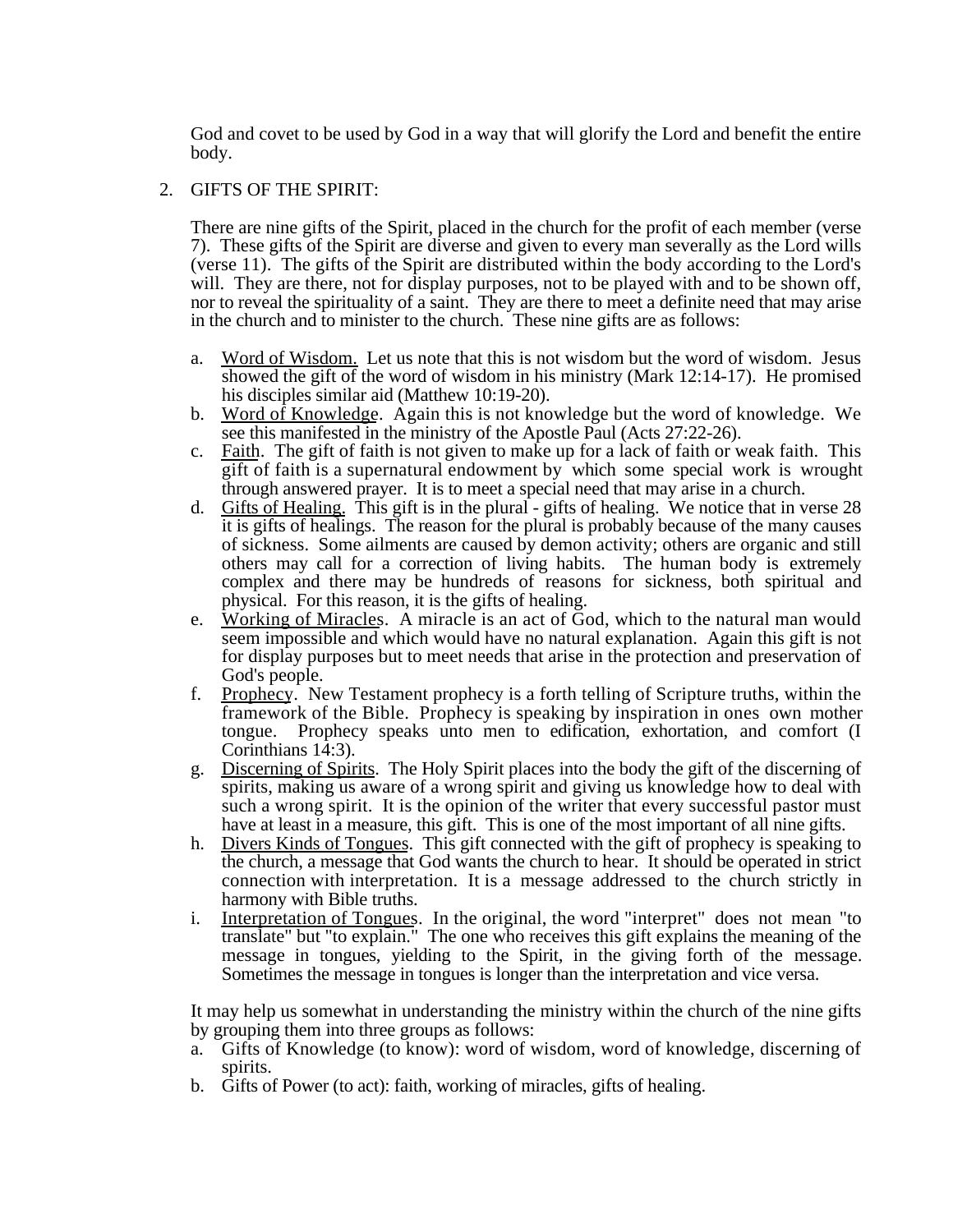God and covet to be used by God in a way that will glorify the Lord and benefit the entire body.

2. GIFTS OF THE SPIRIT:

   There are nine gifts of the Spirit, placed in the church for the profit of each member (verse 7). These gifts of the Spirit are diverse and given to every man severally as the Lord wills (verse 11). The gifts of the Spirit are distributed within the body according to the Lord's will. They are there, not for display purposes, not to be played with and to be shown off, nor to reveal the spirituality of a saint. They are there to meet a definite need that may arise in the church and to minister to the church. These nine gifts are as follows:

   a. Word of Wisdom. Let us note that this is not wisdom but the word of wisdom. Jesus showed the gift of the word of wisdom in his ministry (Mark 12:14-17). He promised his disciples similar aid (Matthew 10:19-20).
   b. Word of Knowledge. Again this is not knowledge but the word of knowledge. We see this manifested in the ministry of the Apostle Paul (Acts 27:22-26).
   c. Faith. The gift of faith is not given to make up for a lack of faith or weak faith. This gift of faith is a supernatural endowment by which some special work is wrought through answered prayer. It is to meet a special need that may arise in a church.
   d. Gifts of Healing. This gift is in the plural - gifts of healing. We notice that in verse 28 it is gifts of healings. The reason for the plural is probably because of the many causes of sickness. Some ailments are caused by demon activity; others are organic and still others may call for a correction of living habits. The human body is extremely complex and there may be hundreds of reasons for sickness, both spiritual and physical. For this reason, it is the gifts of healing.
   e. Working of Miracles. A miracle is an act of God, which to the natural man would seem impossible and which would have no natural explanation. Again this gift is not for display purposes but to meet needs that arise in the protection and preservation of God's people.
   f. Prophecy. New Testament prophecy is a forth telling of Scripture truths, within the framework of the Bible. Prophecy is speaking by inspiration in ones own mother tongue. Prophecy speaks unto men to edification, exhortation, and comfort (I Corinthians 14:3).
   g. Discerning of Spirits. The Holy Spirit places into the body the gift of the discerning of spirits, making us aware of a wrong spirit and giving us knowledge how to deal with such a wrong spirit. It is the opinion of the writer that every successful pastor must have at least in a measure, this gift. This is one of the most important of all nine gifts.
   h. Divers Kinds of Tongues. This gift connected with the gift of prophecy is speaking to the church, a message that God wants the church to hear. It should be operated in strict connection with interpretation. It is a message addressed to the church strictly in harmony with Bible truths.
   i. Interpretation of Tongues. In the original, the word "interpret" does not mean "to translate" but "to explain." The one who receives this gift explains the meaning of the message in tongues, yielding to the Spirit, in the giving forth of the message. Sometimes the message in tongues is longer than the interpretation and vice versa.

   It may help us somewhat in understanding the ministry within the church of the nine gifts by grouping them into three groups as follows:

   a. Gifts of Knowledge (to know): word of wisdom, word of knowledge, discerning of spirits.
   b. Gifts of Power (to act): faith, working of miracles, gifts of healing.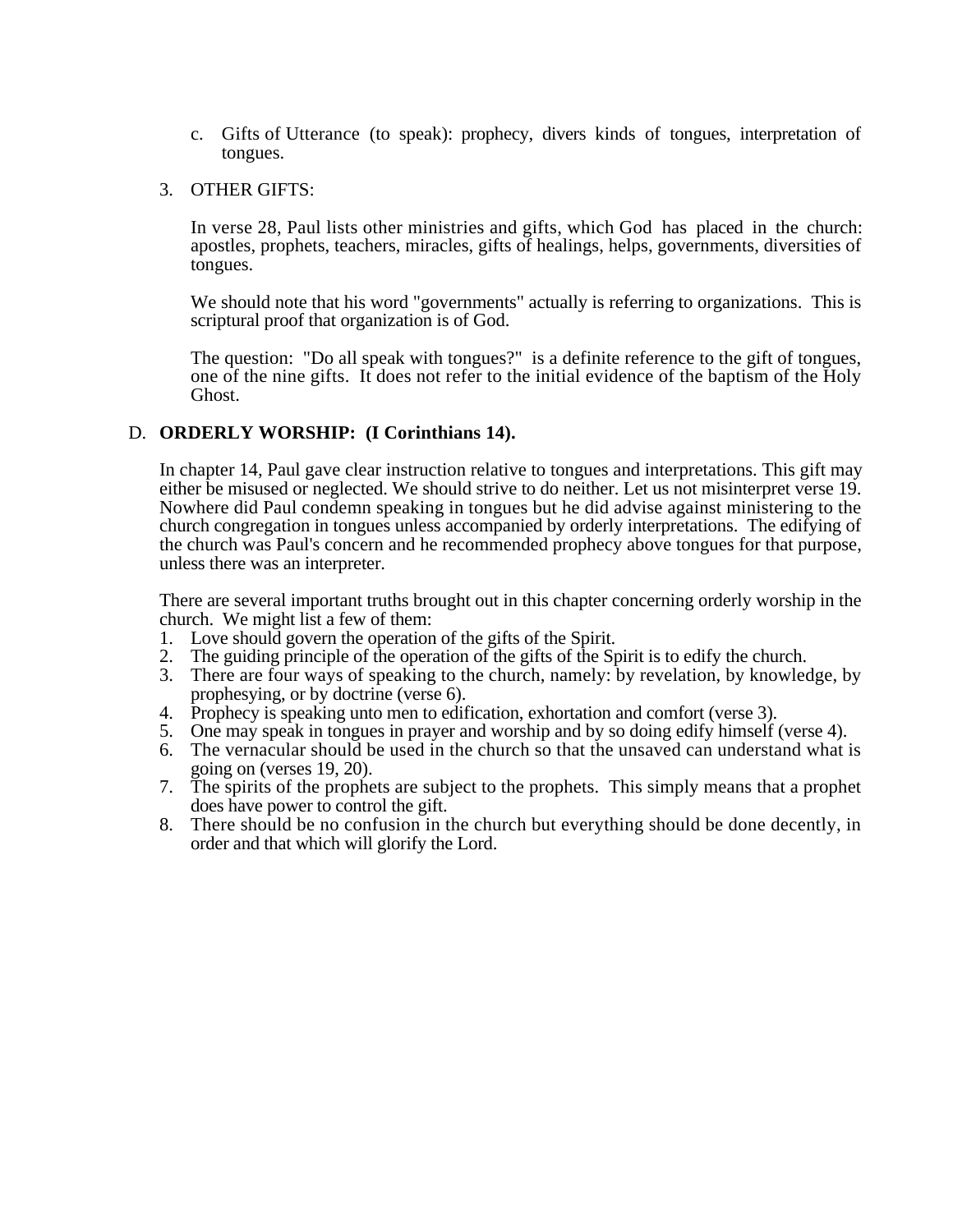c. Gifts of Utterance (to speak): prophecy, divers kinds of tongues, interpretation of tongues.

3. OTHER GIFTS:

   In verse 28, Paul lists other ministries and gifts, which God has placed in the church: apostles, prophets, teachers, miracles, gifts of healings, helps, governments, diversities of tongues.

   We should note that his word "governments" actually is referring to organizations. This is scriptural proof that organization is of God.

   The question: "Do all speak with tongues?" is a definite reference to the gift of tongues, one of the nine gifts. It does not refer to the initial evidence of the baptism of the Holy Ghost.

D. **ORDERLY WORSHIP: (I Corinthians 14).**

In chapter 14, Paul gave clear instruction relative to tongues and interpretations. This gift may either be misused or neglected. We should strive to do neither. Let us not misinterpret verse 19. Nowhere did Paul condemn speaking in tongues but he did advise against ministering to the church congregation in tongues unless accompanied by orderly interpretations. The edifying of the church was Paul's concern and he recommended prophecy above tongues for that purpose, unless there was an interpreter.

There are several important truths brought out in this chapter concerning orderly worship in the church. We might list a few of them:

1. Love should govern the operation of the gifts of the Spirit.
2. The guiding principle of the operation of the gifts of the Spirit is to edify the church.
3. There are four ways of speaking to the church, namely: by revelation, by knowledge, by prophesying, or by doctrine (verse 6).
4. Prophecy is speaking unto men to edification, exhortation and comfort (verse 3).
5. One may speak in tongues in prayer and worship and by so doing edify himself (verse 4).
6. The vernacular should be used in the church so that the unsaved can understand what is going on (verses 19, 20).
7. The spirits of the prophets are subject to the prophets. This simply means that a prophet does have power to control the gift.
8. There should be no confusion in the church but everything should be done decently, in order and that which will glorify the Lord.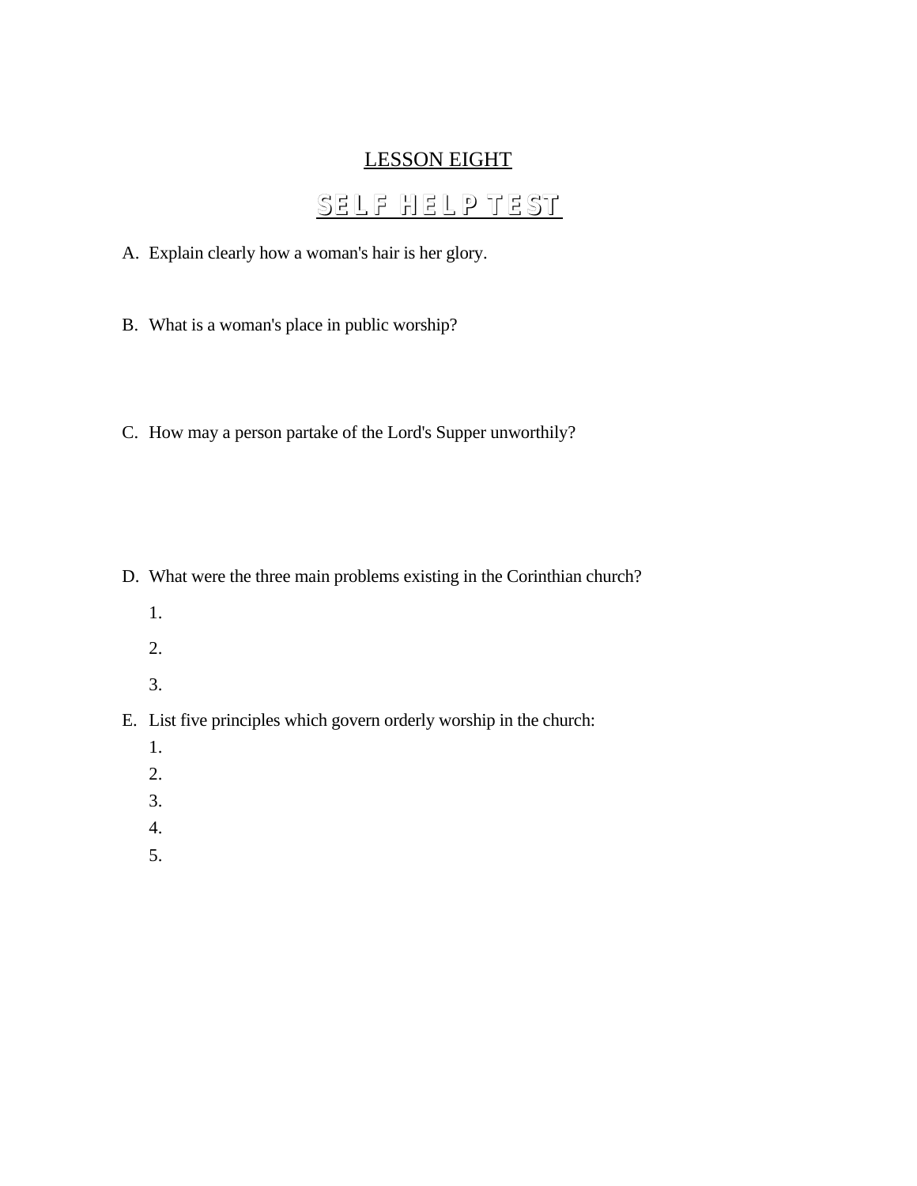# LESSON EIGHT

## SELF HELP TEST

A. Explain clearly how a woman's hair is her glory.

B. What is a woman's place in public worship?

C. How may a person partake of the Lord's Supper unworthily?

D. What were the three main problems existing in the Corinthian church?

1. 
2. 
3. 

E. List five principles which govern orderly worship in the church:

1. 
2. 
3. 
4. 
5.